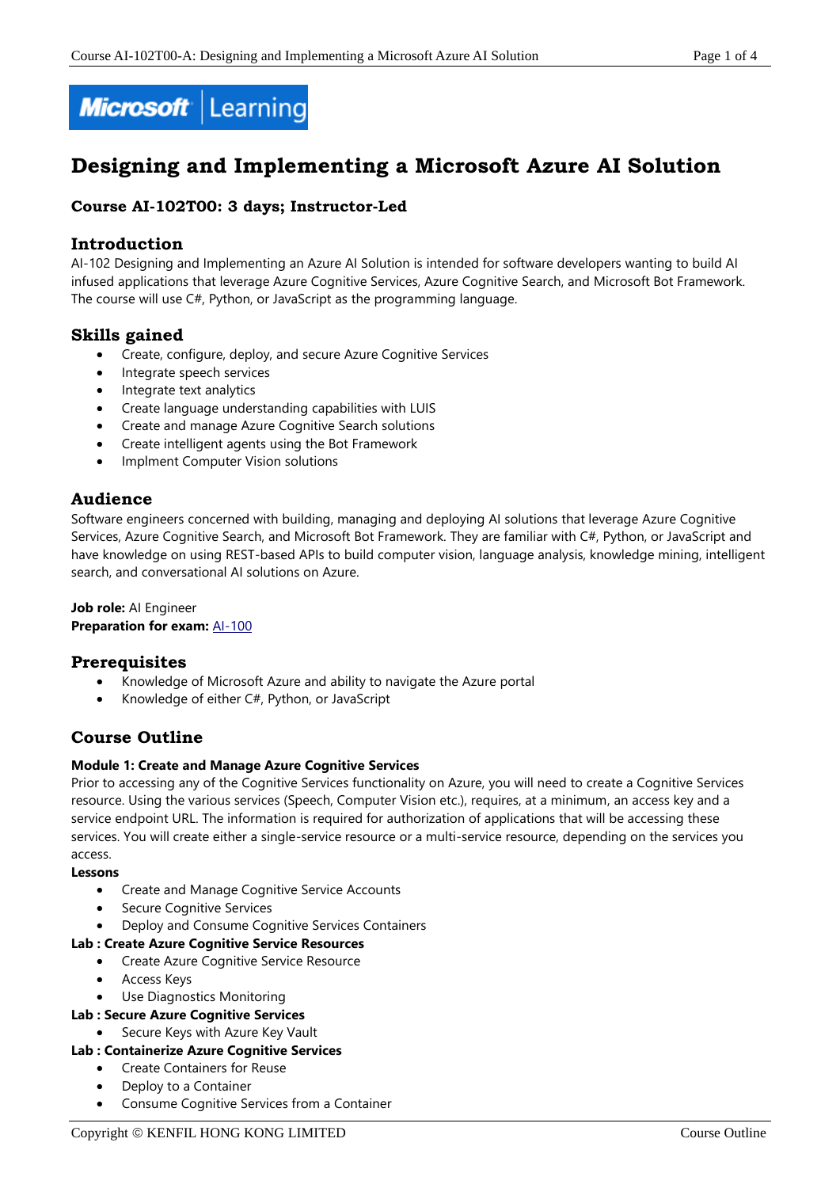Microsoft | Learning

# Designing and Implementing a Microsoft Azure AI Solution

### Course AI-102T00: 3 days; Instructor-Led

## Introduction

AI-102 Designing and Implementing an Azure AI Solution is intended for software developers wanting to build AI infused applications that leverage Azure Cognitive Services, Azure Cognitive Search, and Microsoft Bot Framework. The course will use C#, Python, or JavaScript as the programming language.

## Skills gained

- Create, configure, deploy, and secure Azure Cognitive Services
- Integrate speech services
- Integrate text analytics
- Create language understanding capabilities with LUIS
- Create and manage Azure Cognitive Search solutions
- Create intelligent agents using the Bot Framework
- Implment Computer Vision solutions

## Audience

Software engineers concerned with building, managing and deploying AI solutions that leverage Azure Cognitive Services, Azure Cognitive Search, and Microsoft Bot Framework. They are familiar with C#, Python, or JavaScript and have knowledge on using REST-based APIs to build computer vision, language analysis, knowledge mining, intelligent search, and conversational AI solutions on Azure.

**Job role:** AI Engineer
**Preparation for exam:** AI-100

## Prerequisites

- Knowledge of Microsoft Azure and ability to navigate the Azure portal
- Knowledge of either C#, Python, or JavaScript

## Course Outline

**Module 1: Create and Manage Azure Cognitive Services**

Prior to accessing any of the Cognitive Services functionality on Azure, you will need to create a Cognitive Services resource. Using the various services (Speech, Computer Vision etc.), requires, at a minimum, an access key and a service endpoint URL. The information is required for authorization of applications that will be accessing these services. You will create either a single-service resource or a multi-service resource, depending on the services you access.

**Lessons**

- Create and Manage Cognitive Service Accounts
- Secure Cognitive Services
- Deploy and Consume Cognitive Services Containers

**Lab : Create Azure Cognitive Service Resources**

- Create Azure Cognitive Service Resource
- Access Keys
- Use Diagnostics Monitoring

**Lab : Secure Azure Cognitive Services**

- Secure Keys with Azure Key Vault

**Lab : Containerize Azure Cognitive Services**

- Create Containers for Reuse
- Deploy to a Container
- Consume Cognitive Services from a Container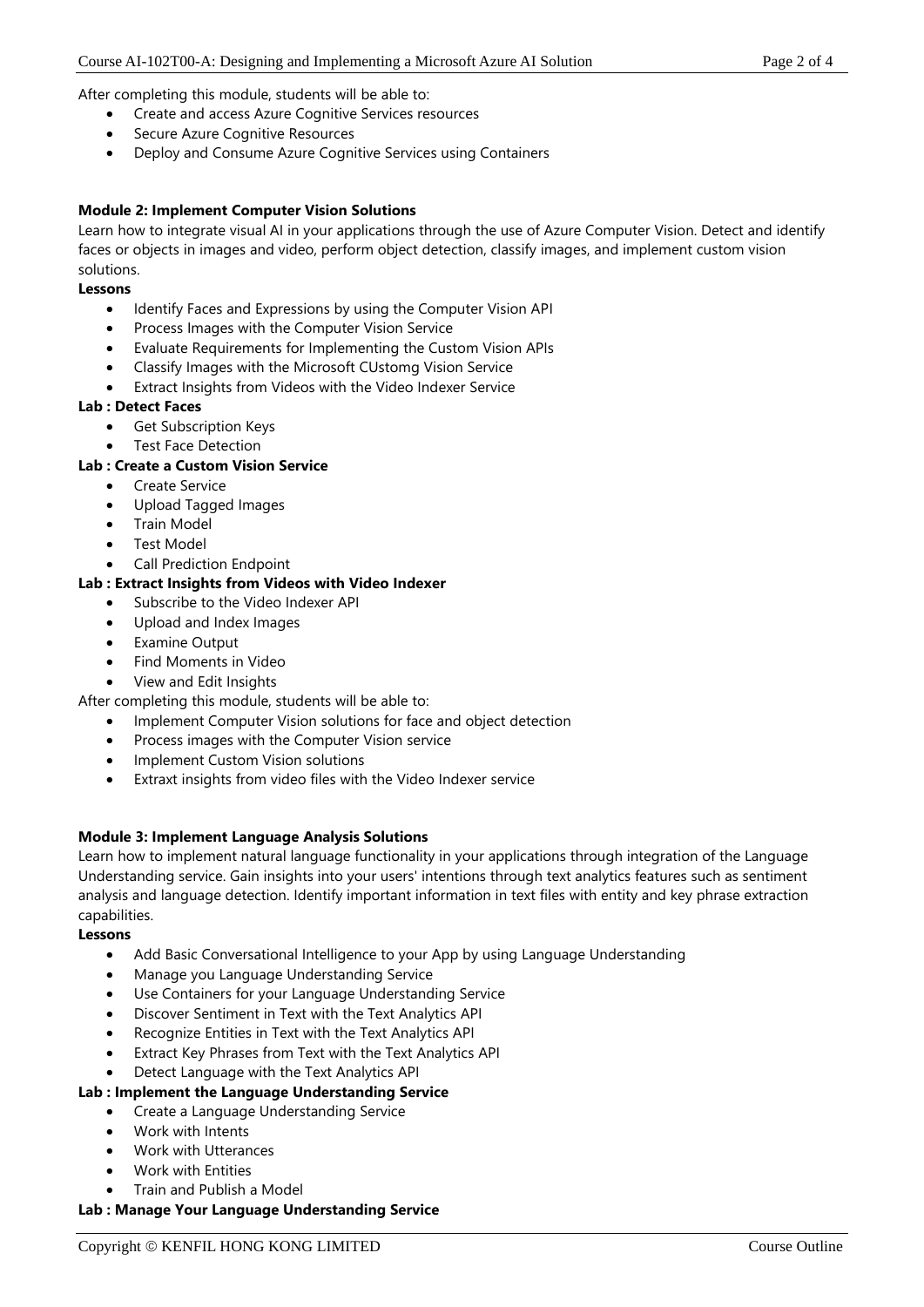After completing this module, students will be able to:

- Create and access Azure Cognitive Services resources
- Secure Azure Cognitive Resources
- Deploy and Consume Azure Cognitive Services using Containers

**Module 2: Implement Computer Vision Solutions**

Learn how to integrate visual AI in your applications through the use of Azure Computer Vision. Detect and identify faces or objects in images and video, perform object detection, classify images, and implement custom vision solutions.

**Lessons**

- Identify Faces and Expressions by using the Computer Vision API
- Process Images with the Computer Vision Service
- Evaluate Requirements for Implementing the Custom Vision APIs
- Classify Images with the Microsoft CUstomg Vision Service
- Extract Insights from Videos with the Video Indexer Service

**Lab : Detect Faces**

- Get Subscription Keys
- Test Face Detection

**Lab : Create a Custom Vision Service**

- Create Service
- Upload Tagged Images
- Train Model
- Test Model
- Call Prediction Endpoint

**Lab : Extract Insights from Videos with Video Indexer**

- Subscribe to the Video Indexer API
- Upload and Index Images
- Examine Output
- Find Moments in Video
- View and Edit Insights

After completing this module, students will be able to:

- Implement Computer Vision solutions for face and object detection
- Process images with the Computer Vision service
- Implement Custom Vision solutions
- Extraxt insights from video files with the Video Indexer service

**Module 3: Implement Language Analysis Solutions**

Learn how to implement natural language functionality in your applications through integration of the Language Understanding service. Gain insights into your users' intentions through text analytics features such as sentiment analysis and language detection. Identify important information in text files with entity and key phrase extraction capabilities.

**Lessons**

- Add Basic Conversational Intelligence to your App by using Language Understanding
- Manage you Language Understanding Service
- Use Containers for your Language Understanding Service
- Discover Sentiment in Text with the Text Analytics API
- Recognize Entities in Text with the Text Analytics API
- Extract Key Phrases from Text with the Text Analytics API
- Detect Language with the Text Analytics API

**Lab : Implement the Language Understanding Service**

- Create a Language Understanding Service
- Work with Intents
- Work with Utterances
- Work with Entities
- Train and Publish a Model

**Lab : Manage Your Language Understanding Service**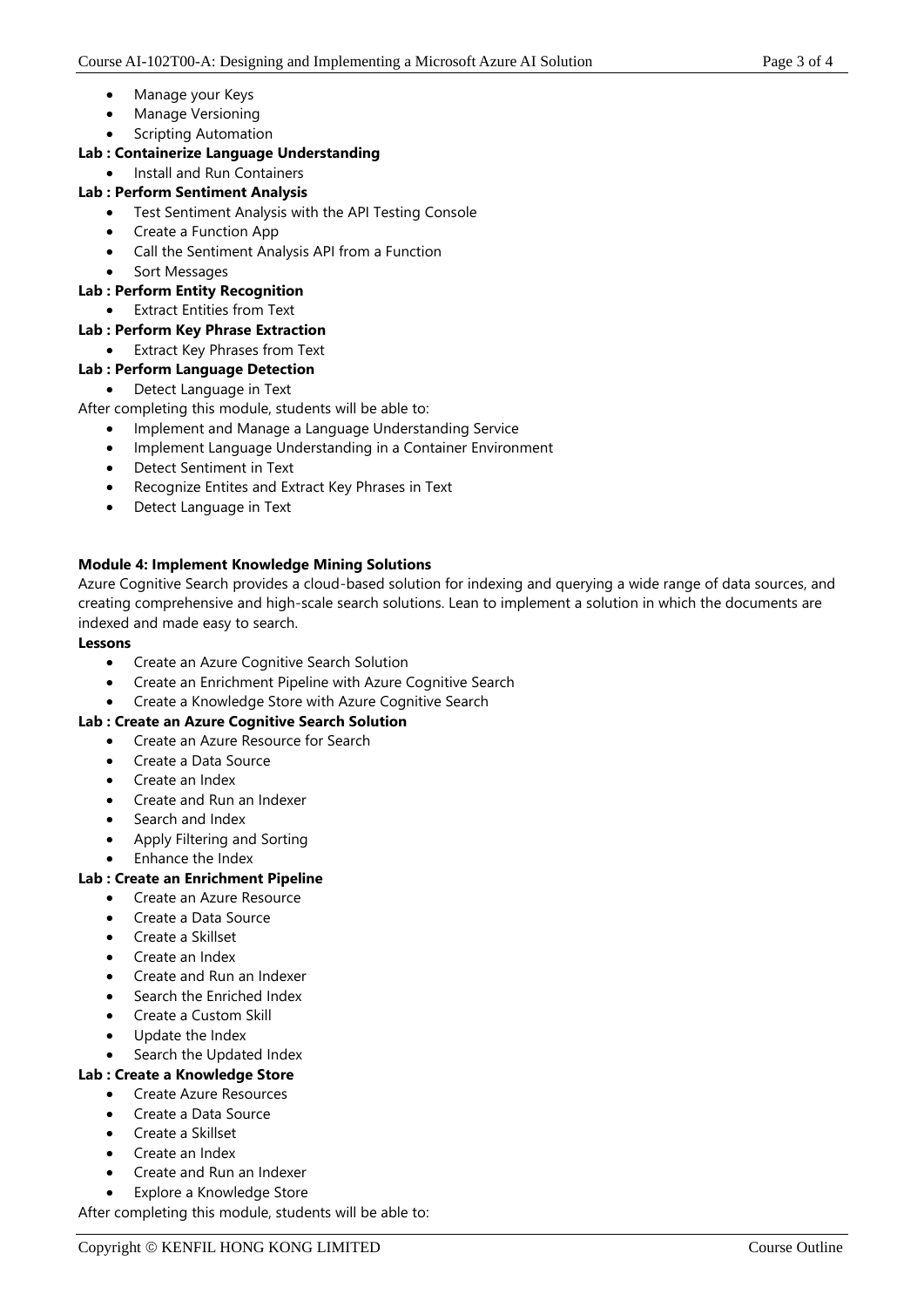- Manage your Keys
- Manage Versioning
- Scripting Automation

**Lab : Containerize Language Understanding**

- Install and Run Containers

**Lab : Perform Sentiment Analysis**

- Test Sentiment Analysis with the API Testing Console
- Create a Function App
- Call the Sentiment Analysis API from a Function
- Sort Messages

**Lab : Perform Entity Recognition**

- Extract Entities from Text

**Lab : Perform Key Phrase Extraction**

- Extract Key Phrases from Text

**Lab : Perform Language Detection**

- Detect Language in Text

After completing this module, students will be able to:

- Implement and Manage a Language Understanding Service
- Implement Language Understanding in a Container Environment
- Detect Sentiment in Text
- Recognize Entites and Extract Key Phrases in Text
- Detect Language in Text

**Module 4: Implement Knowledge Mining Solutions**

Azure Cognitive Search provides a cloud-based solution for indexing and querying a wide range of data sources, and creating comprehensive and high-scale search solutions. Lean to implement a solution in which the documents are indexed and made easy to search.

**Lessons**

- Create an Azure Cognitive Search Solution
- Create an Enrichment Pipeline with Azure Cognitive Search
- Create a Knowledge Store with Azure Cognitive Search

**Lab : Create an Azure Cognitive Search Solution**

- Create an Azure Resource for Search
- Create a Data Source
- Create an Index
- Create and Run an Indexer
- Search and Index
- Apply Filtering and Sorting
- Enhance the Index

**Lab : Create an Enrichment Pipeline**

- Create an Azure Resource
- Create a Data Source
- Create a Skillset
- Create an Index
- Create and Run an Indexer
- Search the Enriched Index
- Create a Custom Skill
- Update the Index
- Search the Updated Index

**Lab : Create a Knowledge Store**

- Create Azure Resources
- Create a Data Source
- Create a Skillset
- Create an Index
- Create and Run an Indexer
- Explore a Knowledge Store

After completing this module, students will be able to: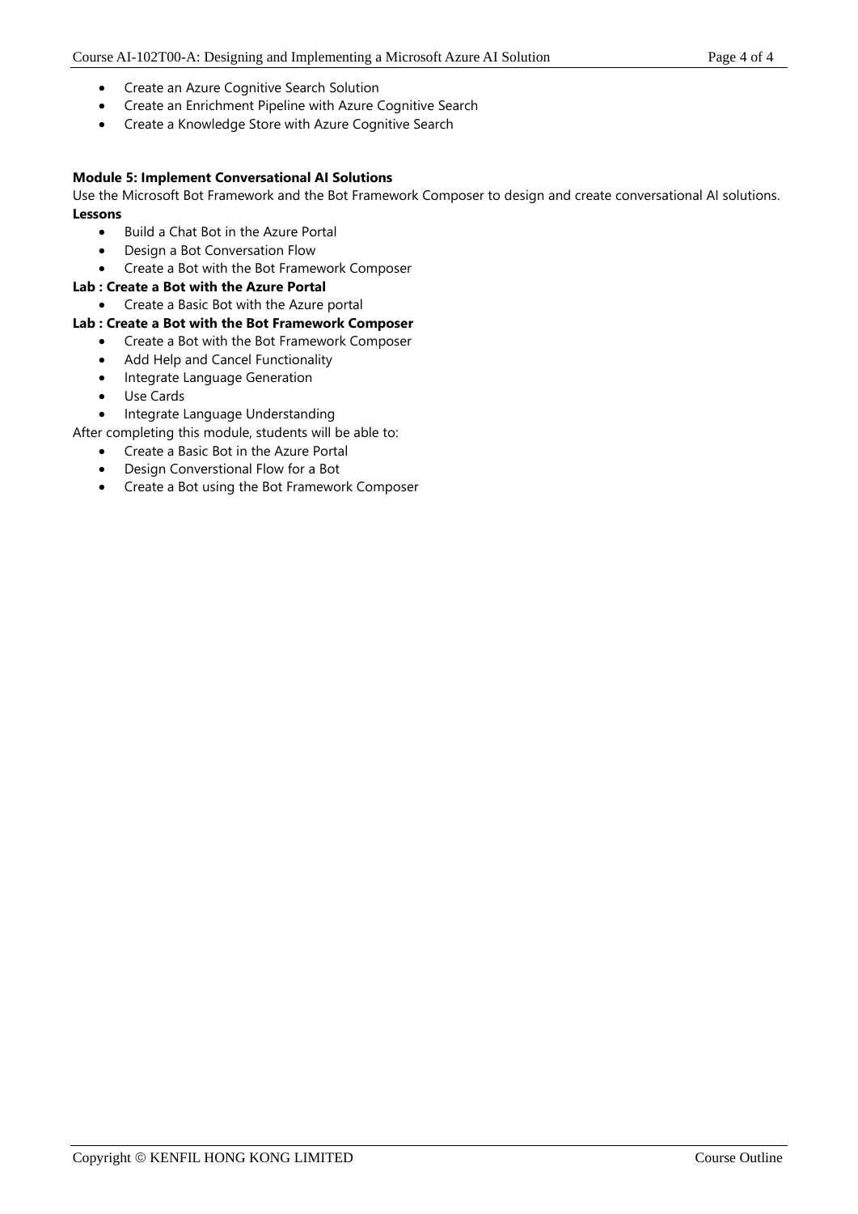- Create an Azure Cognitive Search Solution
- Create an Enrichment Pipeline with Azure Cognitive Search
- Create a Knowledge Store with Azure Cognitive Search

**Module 5: Implement Conversational AI Solutions**

Use the Microsoft Bot Framework and the Bot Framework Composer to design and create conversational AI solutions.

**Lessons**

- Build a Chat Bot in the Azure Portal
- Design a Bot Conversation Flow
- Create a Bot with the Bot Framework Composer

**Lab : Create a Bot with the Azure Portal**

- Create a Basic Bot with the Azure portal

**Lab : Create a Bot with the Bot Framework Composer**

- Create a Bot with the Bot Framework Composer
- Add Help and Cancel Functionality
- Integrate Language Generation
- Use Cards
- Integrate Language Understanding

After completing this module, students will be able to:

- Create a Basic Bot in the Azure Portal
- Design Converstional Flow for a Bot
- Create a Bot using the Bot Framework Composer